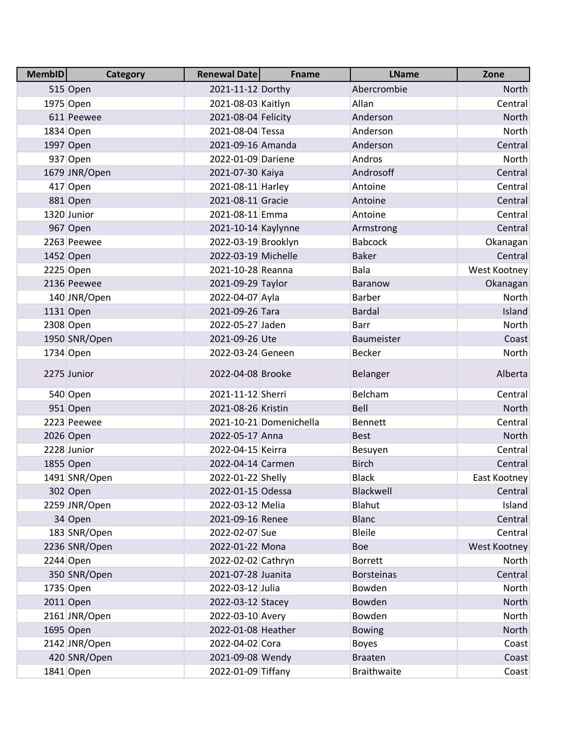| MembID | Category | Renewal Date | Fname | LName | Zone |
| --- | --- | --- | --- | --- | --- |
| 515 | Open | 2021-11-12 | Dorthy | Abercrombie | North |
| 1975 | Open | 2021-08-03 | Kaitlyn | Allan | Central |
| 611 | Peewee | 2021-08-04 | Felicity | Anderson | North |
| 1834 | Open | 2021-08-04 | Tessa | Anderson | North |
| 1997 | Open | 2021-09-16 | Amanda | Anderson | Central |
| 937 | Open | 2022-01-09 | Dariene | Andros | North |
| 1679 | JNR/Open | 2021-07-30 | Kaiya | Androsoff | Central |
| 417 | Open | 2021-08-11 | Harley | Antoine | Central |
| 881 | Open | 2021-08-11 | Gracie | Antoine | Central |
| 1320 | Junior | 2021-08-11 | Emma | Antoine | Central |
| 967 | Open | 2021-10-14 | Kaylynne | Armstrong | Central |
| 2263 | Peewee | 2022-03-19 | Brooklyn | Babcock | Okanagan |
| 1452 | Open | 2022-03-19 | Michelle | Baker | Central |
| 2225 | Open | 2021-10-28 | Reanna | Bala | West Kootney |
| 2136 | Peewee | 2021-09-29 | Taylor | Baranow | Okanagan |
| 140 | JNR/Open | 2022-04-07 | Ayla | Barber | North |
| 1131 | Open | 2021-09-26 | Tara | Bardal | Island |
| 2308 | Open | 2022-05-27 | Jaden | Barr | North |
| 1950 | SNR/Open | 2021-09-26 | Ute | Baumeister | Coast |
| 1734 | Open | 2022-03-24 | Geneen | Becker | North |
| 2275 | Junior | 2022-04-08 | Brooke | Belanger | Alberta |
| 540 | Open | 2021-11-12 | Sherri | Belcham | Central |
| 951 | Open | 2021-08-26 | Kristin | Bell | North |
| 2223 | Peewee | 2021-10-21 | Domenichella | Bennett | Central |
| 2026 | Open | 2022-05-17 | Anna | Best | North |
| 2228 | Junior | 2022-04-15 | Keirra | Besuyen | Central |
| 1855 | Open | 2022-04-14 | Carmen | Birch | Central |
| 1491 | SNR/Open | 2022-01-22 | Shelly | Black | East Kootney |
| 302 | Open | 2022-01-15 | Odessa | Blackwell | Central |
| 2259 | JNR/Open | 2022-03-12 | Melia | Blahut | Island |
| 34 | Open | 2021-09-16 | Renee | Blanc | Central |
| 183 | SNR/Open | 2022-02-07 | Sue | Bleile | Central |
| 2236 | SNR/Open | 2022-01-22 | Mona | Boe | West Kootney |
| 2244 | Open | 2022-02-02 | Cathryn | Borrett | North |
| 350 | SNR/Open | 2021-07-28 | Juanita | Borsteinas | Central |
| 1735 | Open | 2022-03-12 | Julia | Bowden | North |
| 2011 | Open | 2022-03-12 | Stacey | Bowden | North |
| 2161 | JNR/Open | 2022-03-10 | Avery | Bowden | North |
| 1695 | Open | 2022-01-08 | Heather | Bowing | North |
| 2142 | JNR/Open | 2022-04-02 | Cora | Boyes | Coast |
| 420 | SNR/Open | 2021-09-08 | Wendy | Braaten | Coast |
| 1841 | Open | 2022-01-09 | Tiffany | Braithwaite | Coast |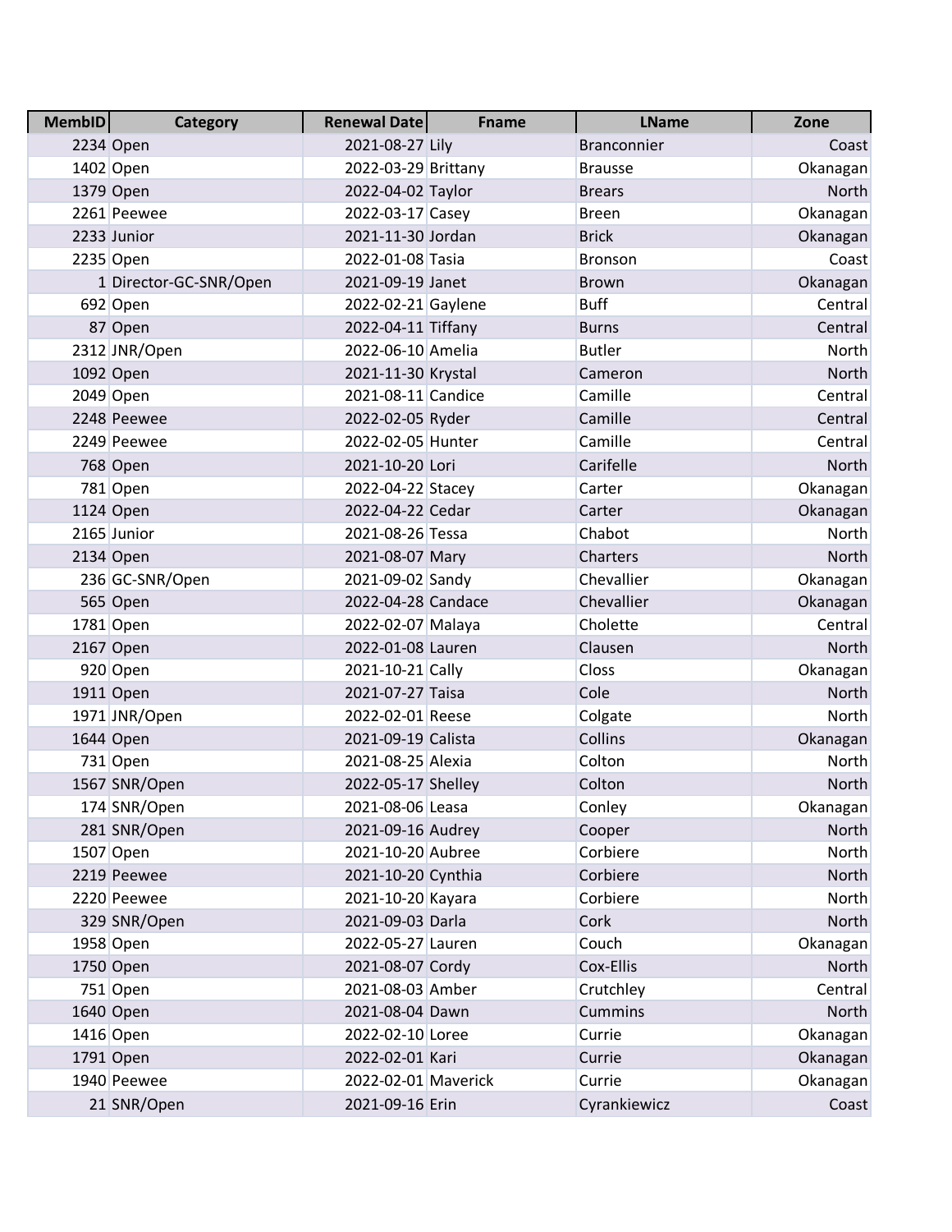| MembID | Category | Renewal Date | Fname | LName | Zone |
| --- | --- | --- | --- | --- | --- |
| 2234 | Open | 2021-08-27 | Lily | Branconnier | Coast |
| 1402 | Open | 2022-03-29 | Brittany | Brausse | Okanagan |
| 1379 | Open | 2022-04-02 | Taylor | Brears | North |
| 2261 | Peewee | 2022-03-17 | Casey | Breen | Okanagan |
| 2233 | Junior | 2021-11-30 | Jordan | Brick | Okanagan |
| 2235 | Open | 2022-01-08 | Tasia | Bronson | Coast |
| 1 | Director-GC-SNR/Open | 2021-09-19 | Janet | Brown | Okanagan |
| 692 | Open | 2022-02-21 | Gaylene | Buff | Central |
| 87 | Open | 2022-04-11 | Tiffany | Burns | Central |
| 2312 | JNR/Open | 2022-06-10 | Amelia | Butler | North |
| 1092 | Open | 2021-11-30 | Krystal | Cameron | North |
| 2049 | Open | 2021-08-11 | Candice | Camille | Central |
| 2248 | Peewee | 2022-02-05 | Ryder | Camille | Central |
| 2249 | Peewee | 2022-02-05 | Hunter | Camille | Central |
| 768 | Open | 2021-10-20 | Lori | Carifelle | North |
| 781 | Open | 2022-04-22 | Stacey | Carter | Okanagan |
| 1124 | Open | 2022-04-22 | Cedar | Carter | Okanagan |
| 2165 | Junior | 2021-08-26 | Tessa | Chabot | North |
| 2134 | Open | 2021-08-07 | Mary | Charters | North |
| 236 | GC-SNR/Open | 2021-09-02 | Sandy | Chevallier | Okanagan |
| 565 | Open | 2022-04-28 | Candace | Chevallier | Okanagan |
| 1781 | Open | 2022-02-07 | Malaya | Cholette | Central |
| 2167 | Open | 2022-01-08 | Lauren | Clausen | North |
| 920 | Open | 2021-10-21 | Cally | Closs | Okanagan |
| 1911 | Open | 2021-07-27 | Taisa | Cole | North |
| 1971 | JNR/Open | 2022-02-01 | Reese | Colgate | North |
| 1644 | Open | 2021-09-19 | Calista | Collins | Okanagan |
| 731 | Open | 2021-08-25 | Alexia | Colton | North |
| 1567 | SNR/Open | 2022-05-17 | Shelley | Colton | North |
| 174 | SNR/Open | 2021-08-06 | Leasa | Conley | Okanagan |
| 281 | SNR/Open | 2021-09-16 | Audrey | Cooper | North |
| 1507 | Open | 2021-10-20 | Aubree | Corbiere | North |
| 2219 | Peewee | 2021-10-20 | Cynthia | Corbiere | North |
| 2220 | Peewee | 2021-10-20 | Kayara | Corbiere | North |
| 329 | SNR/Open | 2021-09-03 | Darla | Cork | North |
| 1958 | Open | 2022-05-27 | Lauren | Couch | Okanagan |
| 1750 | Open | 2021-08-07 | Cordy | Cox-Ellis | North |
| 751 | Open | 2021-08-03 | Amber | Crutchley | Central |
| 1640 | Open | 2021-08-04 | Dawn | Cummins | North |
| 1416 | Open | 2022-02-10 | Loree | Currie | Okanagan |
| 1791 | Open | 2022-02-01 | Kari | Currie | Okanagan |
| 1940 | Peewee | 2022-02-01 | Maverick | Currie | Okanagan |
| 21 | SNR/Open | 2021-09-16 | Erin | Cyrankiewicz | Coast |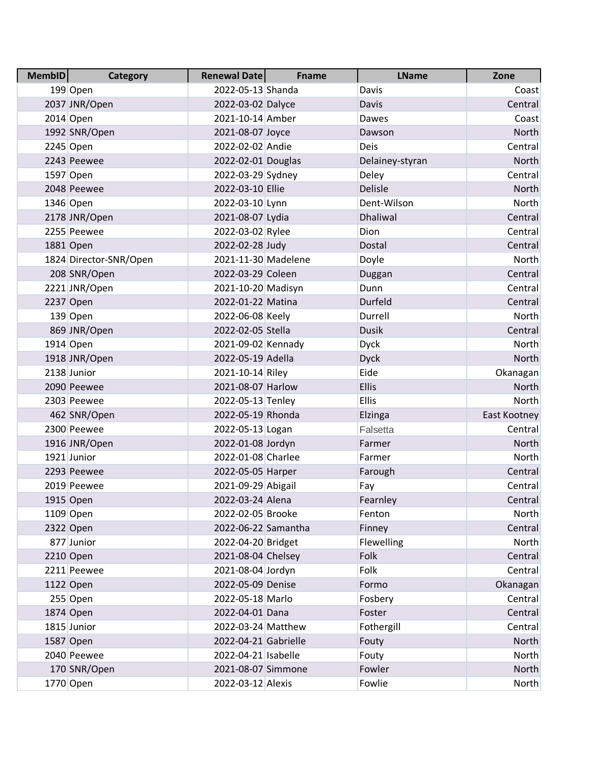| MembID | Category | Renewal Date | Fname | LName | Zone |
|---|---|---|---|---|---|
| 199 | Open | 2022-05-13 | Shanda | Davis | Coast |
| 2037 | JNR/Open | 2022-03-02 | Dalyce | Davis | Central |
| 2014 | Open | 2021-10-14 | Amber | Dawes | Coast |
| 1992 | SNR/Open | 2021-08-07 | Joyce | Dawson | North |
| 2245 | Open | 2022-02-02 | Andie | Deis | Central |
| 2243 | Peewee | 2022-02-01 | Douglas | Delainey-styran | North |
| 1597 | Open | 2022-03-29 | Sydney | Deley | Central |
| 2048 | Peewee | 2022-03-10 | Ellie | Delisle | North |
| 1346 | Open | 2022-03-10 | Lynn | Dent-Wilson | North |
| 2178 | JNR/Open | 2021-08-07 | Lydia | Dhaliwal | Central |
| 2255 | Peewee | 2022-03-02 | Rylee | Dion | Central |
| 1881 | Open | 2022-02-28 | Judy | Dostal | Central |
| 1824 | Director-SNR/Open | 2021-11-30 | Madelene | Doyle | North |
| 208 | SNR/Open | 2022-03-29 | Coleen | Duggan | Central |
| 2221 | JNR/Open | 2021-10-20 | Madisyn | Dunn | Central |
| 2237 | Open | 2022-01-22 | Matina | Durfeld | Central |
| 139 | Open | 2022-06-08 | Keely | Durrell | North |
| 869 | JNR/Open | 2022-02-05 | Stella | Dusik | Central |
| 1914 | Open | 2021-09-02 | Kennady | Dyck | North |
| 1918 | JNR/Open | 2022-05-19 | Adella | Dyck | North |
| 2138 | Junior | 2021-10-14 | Riley | Eide | Okanagan |
| 2090 | Peewee | 2021-08-07 | Harlow | Ellis | North |
| 2303 | Peewee | 2022-05-13 | Tenley | Ellis | North |
| 462 | SNR/Open | 2022-05-19 | Rhonda | Elzinga | East Kootney |
| 2300 | Peewee | 2022-05-13 | Logan | Falsetta | Central |
| 1916 | JNR/Open | 2022-01-08 | Jordyn | Farmer | North |
| 1921 | Junior | 2022-01-08 | Charlee | Farmer | North |
| 2293 | Peewee | 2022-05-05 | Harper | Farough | Central |
| 2019 | Peewee | 2021-09-29 | Abigail | Fay | Central |
| 1915 | Open | 2022-03-24 | Alena | Fearnley | Central |
| 1109 | Open | 2022-02-05 | Brooke | Fenton | North |
| 2322 | Open | 2022-06-22 | Samantha | Finney | Central |
| 877 | Junior | 2022-04-20 | Bridget | Flewelling | North |
| 2210 | Open | 2021-08-04 | Chelsey | Folk | Central |
| 2211 | Peewee | 2021-08-04 | Jordyn | Folk | Central |
| 1122 | Open | 2022-05-09 | Denise | Formo | Okanagan |
| 255 | Open | 2022-05-18 | Marlo | Fosbery | Central |
| 1874 | Open | 2022-04-01 | Dana | Foster | Central |
| 1815 | Junior | 2022-03-24 | Matthew | Fothergill | Central |
| 1587 | Open | 2022-04-21 | Gabrielle | Fouty | North |
| 2040 | Peewee | 2022-04-21 | Isabelle | Fouty | North |
| 170 | SNR/Open | 2021-08-07 | Simmone | Fowler | North |
| 1770 | Open | 2022-03-12 | Alexis | Fowlie | North |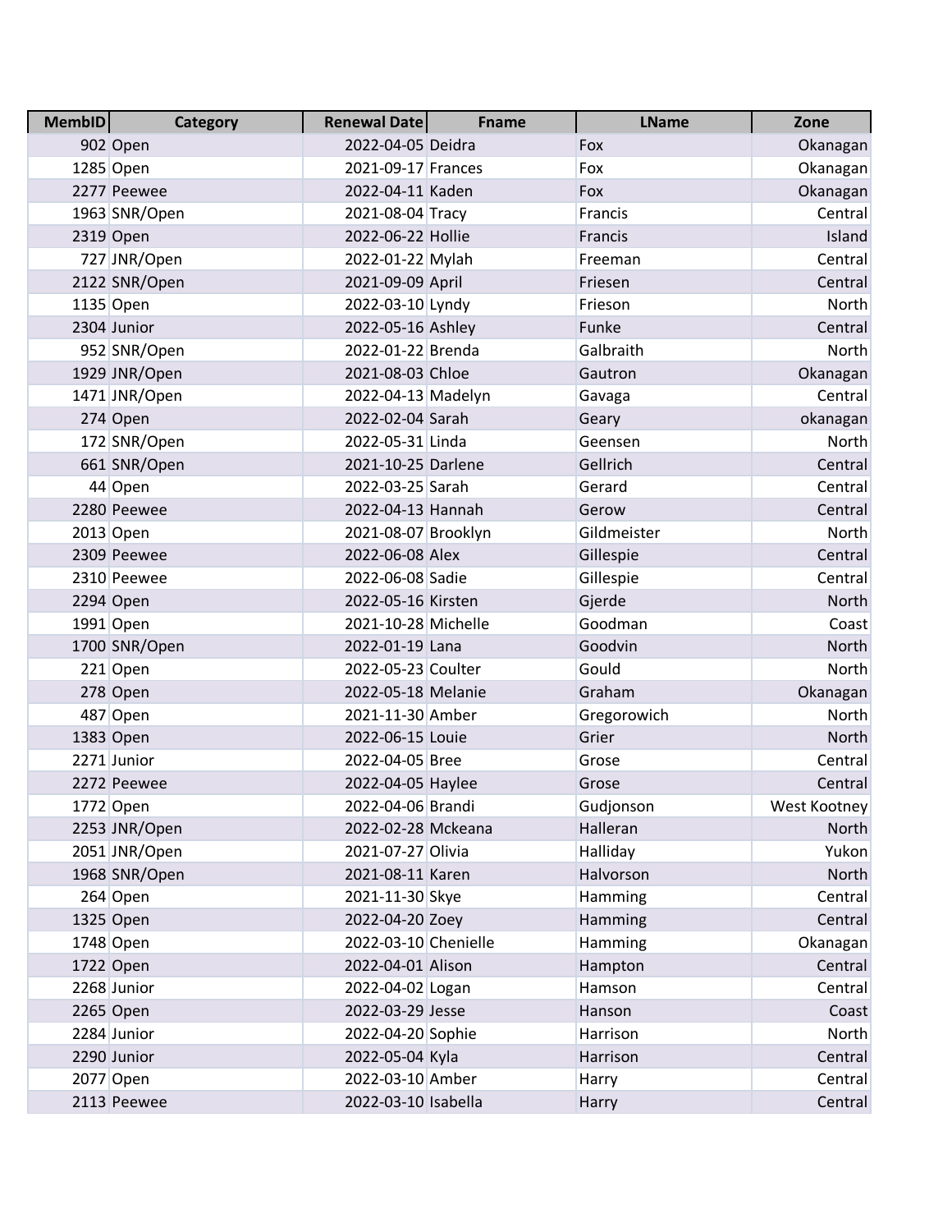| MembID | Category | Renewal Date | Fname | LName | Zone |
|---|---|---|---|---|---|
| 902 | Open | 2022-04-05 | Deidra | Fox | Okanagan |
| 1285 | Open | 2021-09-17 | Frances | Fox | Okanagan |
| 2277 | Peewee | 2022-04-11 | Kaden | Fox | Okanagan |
| 1963 | SNR/Open | 2021-08-04 | Tracy | Francis | Central |
| 2319 | Open | 2022-06-22 | Hollie | Francis | Island |
| 727 | JNR/Open | 2022-01-22 | Mylah | Freeman | Central |
| 2122 | SNR/Open | 2021-09-09 | April | Friesen | Central |
| 1135 | Open | 2022-03-10 | Lyndy | Frieson | North |
| 2304 | Junior | 2022-05-16 | Ashley | Funke | Central |
| 952 | SNR/Open | 2022-01-22 | Brenda | Galbraith | North |
| 1929 | JNR/Open | 2021-08-03 | Chloe | Gautron | Okanagan |
| 1471 | JNR/Open | 2022-04-13 | Madelyn | Gavaga | Central |
| 274 | Open | 2022-02-04 | Sarah | Geary | okanagan |
| 172 | SNR/Open | 2022-05-31 | Linda | Geensen | North |
| 661 | SNR/Open | 2021-10-25 | Darlene | Gellrich | Central |
| 44 | Open | 2022-03-25 | Sarah | Gerard | Central |
| 2280 | Peewee | 2022-04-13 | Hannah | Gerow | Central |
| 2013 | Open | 2021-08-07 | Brooklyn | Gildmeister | North |
| 2309 | Peewee | 2022-06-08 | Alex | Gillespie | Central |
| 2310 | Peewee | 2022-06-08 | Sadie | Gillespie | Central |
| 2294 | Open | 2022-05-16 | Kirsten | Gjerde | North |
| 1991 | Open | 2021-10-28 | Michelle | Goodman | Coast |
| 1700 | SNR/Open | 2022-01-19 | Lana | Goodvin | North |
| 221 | Open | 2022-05-23 | Coulter | Gould | North |
| 278 | Open | 2022-05-18 | Melanie | Graham | Okanagan |
| 487 | Open | 2021-11-30 | Amber | Gregorowich | North |
| 1383 | Open | 2022-06-15 | Louie | Grier | North |
| 2271 | Junior | 2022-04-05 | Bree | Grose | Central |
| 2272 | Peewee | 2022-04-05 | Haylee | Grose | Central |
| 1772 | Open | 2022-04-06 | Brandi | Gudjonson | West Kootney |
| 2253 | JNR/Open | 2022-02-28 | Mckeana | Halleran | North |
| 2051 | JNR/Open | 2021-07-27 | Olivia | Halliday | Yukon |
| 1968 | SNR/Open | 2021-08-11 | Karen | Halvorson | North |
| 264 | Open | 2021-11-30 | Skye | Hamming | Central |
| 1325 | Open | 2022-04-20 | Zoey | Hamming | Central |
| 1748 | Open | 2022-03-10 | Chenielle | Hamming | Okanagan |
| 1722 | Open | 2022-04-01 | Alison | Hampton | Central |
| 2268 | Junior | 2022-04-02 | Logan | Hamson | Central |
| 2265 | Open | 2022-03-29 | Jesse | Hanson | Coast |
| 2284 | Junior | 2022-04-20 | Sophie | Harrison | North |
| 2290 | Junior | 2022-05-04 | Kyla | Harrison | Central |
| 2077 | Open | 2022-03-10 | Amber | Harry | Central |
| 2113 | Peewee | 2022-03-10 | Isabella | Harry | Central |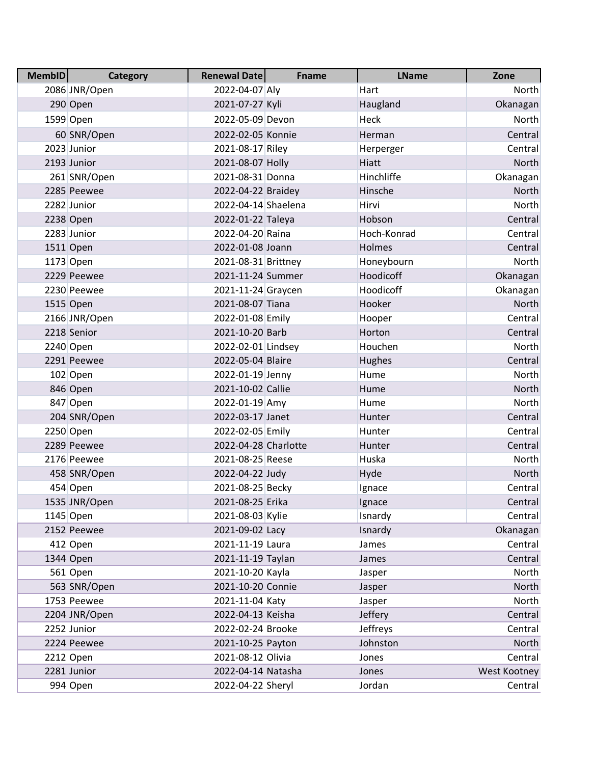| MembID | Category | Renewal Date | Fname | LName | Zone |
|---|---|---|---|---|---|
| 2086 | JNR/Open | 2022-04-07 | Aly | Hart | North |
| 290 | Open | 2021-07-27 | Kyli | Haugland | Okanagan |
| 1599 | Open | 2022-05-09 | Devon | Heck | North |
| 60 | SNR/Open | 2022-02-05 | Konnie | Herman | Central |
| 2023 | Junior | 2021-08-17 | Riley | Herperger | Central |
| 2193 | Junior | 2021-08-07 | Holly | Hiatt | North |
| 261 | SNR/Open | 2021-08-31 | Donna | Hinchliffe | Okanagan |
| 2285 | Peewee | 2022-04-22 | Braidey | Hinsche | North |
| 2282 | Junior | 2022-04-14 | Shaelena | Hirvi | North |
| 2238 | Open | 2022-01-22 | Taleya | Hobson | Central |
| 2283 | Junior | 2022-04-20 | Raina | Hoch-Konrad | Central |
| 1511 | Open | 2022-01-08 | Joann | Holmes | Central |
| 1173 | Open | 2021-08-31 | Brittney | Honeybourn | North |
| 2229 | Peewee | 2021-11-24 | Summer | Hoodicoff | Okanagan |
| 2230 | Peewee | 2021-11-24 | Graycen | Hoodicoff | Okanagan |
| 1515 | Open | 2021-08-07 | Tiana | Hooker | North |
| 2166 | JNR/Open | 2022-01-08 | Emily | Hooper | Central |
| 2218 | Senior | 2021-10-20 | Barb | Horton | Central |
| 2240 | Open | 2022-02-01 | Lindsey | Houchen | North |
| 2291 | Peewee | 2022-05-04 | Blaire | Hughes | Central |
| 102 | Open | 2022-01-19 | Jenny | Hume | North |
| 846 | Open | 2021-10-02 | Callie | Hume | North |
| 847 | Open | 2022-01-19 | Amy | Hume | North |
| 204 | SNR/Open | 2022-03-17 | Janet | Hunter | Central |
| 2250 | Open | 2022-02-05 | Emily | Hunter | Central |
| 2289 | Peewee | 2022-04-28 | Charlotte | Hunter | Central |
| 2176 | Peewee | 2021-08-25 | Reese | Huska | North |
| 458 | SNR/Open | 2022-04-22 | Judy | Hyde | North |
| 454 | Open | 2021-08-25 | Becky | Ignace | Central |
| 1535 | JNR/Open | 2021-08-25 | Erika | Ignace | Central |
| 1145 | Open | 2021-08-03 | Kylie | Isnardy | Central |
| 2152 | Peewee | 2021-09-02 | Lacy | Isnardy | Okanagan |
| 412 | Open | 2021-11-19 | Laura | James | Central |
| 1344 | Open | 2021-11-19 | Taylan | James | Central |
| 561 | Open | 2021-10-20 | Kayla | Jasper | North |
| 563 | SNR/Open | 2021-10-20 | Connie | Jasper | North |
| 1753 | Peewee | 2021-11-04 | Katy | Jasper | North |
| 2204 | JNR/Open | 2022-04-13 | Keisha | Jeffery | Central |
| 2252 | Junior | 2022-02-24 | Brooke | Jeffreys | Central |
| 2224 | Peewee | 2021-10-25 | Payton | Johnston | North |
| 2212 | Open | 2021-08-12 | Olivia | Jones | Central |
| 2281 | Junior | 2022-04-14 | Natasha | Jones | West Kootney |
| 994 | Open | 2022-04-22 | Sheryl | Jordan | Central |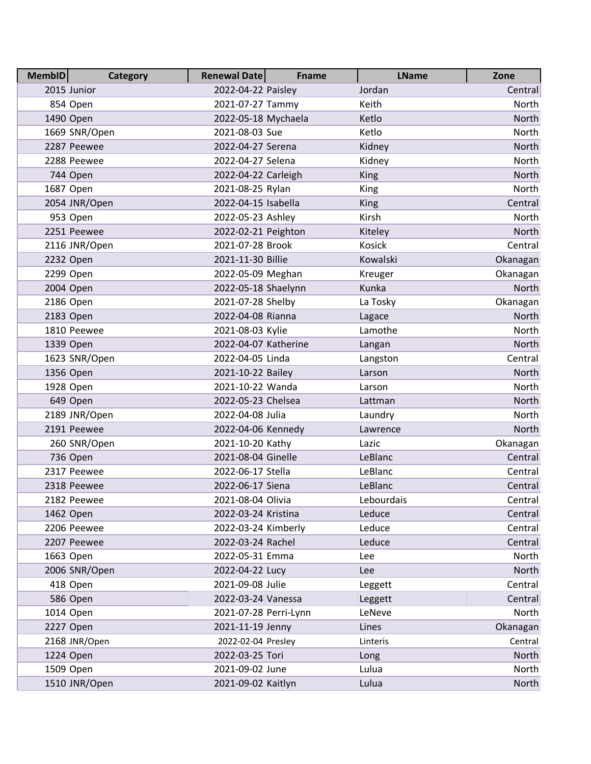| MembID | Category | Renewal Date | Fname | LName | Zone |
|---|---|---|---|---|---|
| 2015 | Junior | 2022-04-22 | Paisley | Jordan | Central |
| 854 | Open | 2021-07-27 | Tammy | Keith | North |
| 1490 | Open | 2022-05-18 | Mychaela | Ketlo | North |
| 1669 | SNR/Open | 2021-08-03 | Sue | Ketlo | North |
| 2287 | Peewee | 2022-04-27 | Serena | Kidney | North |
| 2288 | Peewee | 2022-04-27 | Selena | Kidney | North |
| 744 | Open | 2022-04-22 | Carleigh | King | North |
| 1687 | Open | 2021-08-25 | Rylan | King | North |
| 2054 | JNR/Open | 2022-04-15 | Isabella | King | Central |
| 953 | Open | 2022-05-23 | Ashley | Kirsh | North |
| 2251 | Peewee | 2022-02-21 | Peighton | Kiteley | North |
| 2116 | JNR/Open | 2021-07-28 | Brook | Kosick | Central |
| 2232 | Open | 2021-11-30 | Billie | Kowalski | Okanagan |
| 2299 | Open | 2022-05-09 | Meghan | Kreuger | Okanagan |
| 2004 | Open | 2022-05-18 | Shaelynn | Kunka | North |
| 2186 | Open | 2021-07-28 | Shelby | La Tosky | Okanagan |
| 2183 | Open | 2022-04-08 | Rianna | Lagace | North |
| 1810 | Peewee | 2021-08-03 | Kylie | Lamothe | North |
| 1339 | Open | 2022-04-07 | Katherine | Langan | North |
| 1623 | SNR/Open | 2022-04-05 | Linda | Langston | Central |
| 1356 | Open | 2021-10-22 | Bailey | Larson | North |
| 1928 | Open | 2021-10-22 | Wanda | Larson | North |
| 649 | Open | 2022-05-23 | Chelsea | Lattman | North |
| 2189 | JNR/Open | 2022-04-08 | Julia | Laundry | North |
| 2191 | Peewee | 2022-04-06 | Kennedy | Lawrence | North |
| 260 | SNR/Open | 2021-10-20 | Kathy | Lazic | Okanagan |
| 736 | Open | 2021-08-04 | Ginelle | LeBlanc | Central |
| 2317 | Peewee | 2022-06-17 | Stella | LeBlanc | Central |
| 2318 | Peewee | 2022-06-17 | Siena | LeBlanc | Central |
| 2182 | Peewee | 2021-08-04 | Olivia | Lebourdais | Central |
| 1462 | Open | 2022-03-24 | Kristina | Leduce | Central |
| 2206 | Peewee | 2022-03-24 | Kimberly | Leduce | Central |
| 2207 | Peewee | 2022-03-24 | Rachel | Leduce | Central |
| 1663 | Open | 2022-05-31 | Emma | Lee | North |
| 2006 | SNR/Open | 2022-04-22 | Lucy | Lee | North |
| 418 | Open | 2021-09-08 | Julie | Leggett | Central |
| 586 | Open | 2022-03-24 | Vanessa | Leggett | Central |
| 1014 | Open | 2021-07-28 | Perri-Lynn | LeNeve | North |
| 2227 | Open | 2021-11-19 | Jenny | Lines | Okanagan |
| 2168 | JNR/Open | 2022-02-04 | Presley | Linteris | Central |
| 1224 | Open | 2022-03-25 | Tori | Long | North |
| 1509 | Open | 2021-09-02 | June | Lulua | North |
| 1510 | JNR/Open | 2021-09-02 | Kaitlyn | Lulua | North |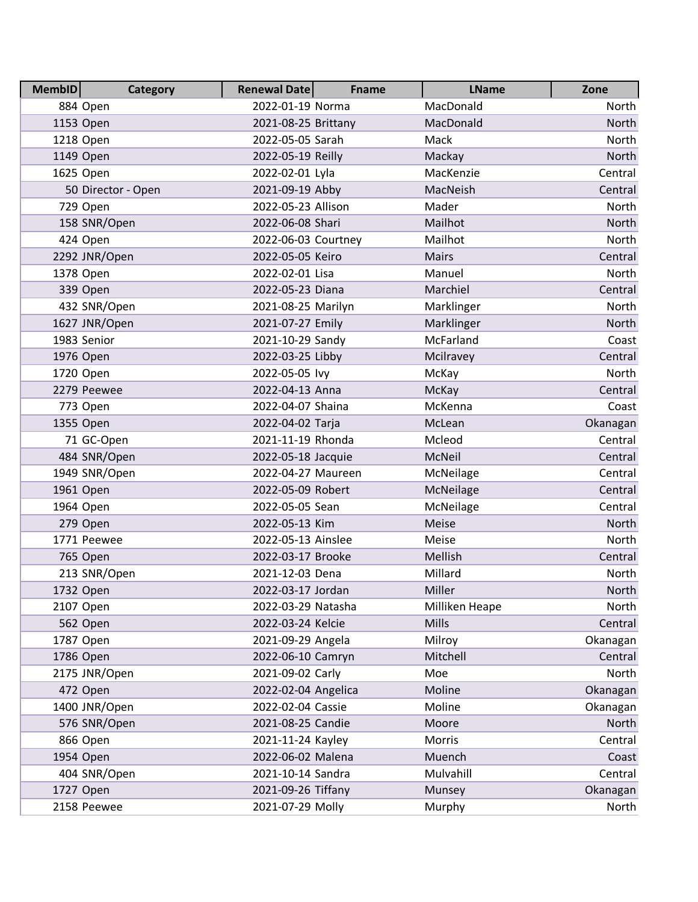| MembID | Category | Renewal Date | Fname | LName | Zone |
|---|---|---|---|---|---|
| 884 | Open | 2022-01-19 | Norma | MacDonald | North |
| 1153 | Open | 2021-08-25 | Brittany | MacDonald | North |
| 1218 | Open | 2022-05-05 | Sarah | Mack | North |
| 1149 | Open | 2022-05-19 | Reilly | Mackay | North |
| 1625 | Open | 2022-02-01 | Lyla | MacKenzie | Central |
| 50 | Director - Open | 2021-09-19 | Abby | MacNeish | Central |
| 729 | Open | 2022-05-23 | Allison | Mader | North |
| 158 | SNR/Open | 2022-06-08 | Shari | Mailhot | North |
| 424 | Open | 2022-06-03 | Courtney | Mailhot | North |
| 2292 | JNR/Open | 2022-05-05 | Keiro | Mairs | Central |
| 1378 | Open | 2022-02-01 | Lisa | Manuel | North |
| 339 | Open | 2022-05-23 | Diana | Marchiel | Central |
| 432 | SNR/Open | 2021-08-25 | Marilyn | Marklinger | North |
| 1627 | JNR/Open | 2021-07-27 | Emily | Marklinger | North |
| 1983 | Senior | 2021-10-29 | Sandy | McFarland | Coast |
| 1976 | Open | 2022-03-25 | Libby | Mcilravey | Central |
| 1720 | Open | 2022-05-05 | Ivy | McKay | North |
| 2279 | Peewee | 2022-04-13 | Anna | McKay | Central |
| 773 | Open | 2022-04-07 | Shaina | McKenna | Coast |
| 1355 | Open | 2022-04-02 | Tarja | McLean | Okanagan |
| 71 | GC-Open | 2021-11-19 | Rhonda | Mcleod | Central |
| 484 | SNR/Open | 2022-05-18 | Jacquie | McNeil | Central |
| 1949 | SNR/Open | 2022-04-27 | Maureen | McNeilage | Central |
| 1961 | Open | 2022-05-09 | Robert | McNeilage | Central |
| 1964 | Open | 2022-05-05 | Sean | McNeilage | Central |
| 279 | Open | 2022-05-13 | Kim | Meise | North |
| 1771 | Peewee | 2022-05-13 | Ainslee | Meise | North |
| 765 | Open | 2022-03-17 | Brooke | Mellish | Central |
| 213 | SNR/Open | 2021-12-03 | Dena | Millard | North |
| 1732 | Open | 2022-03-17 | Jordan | Miller | North |
| 2107 | Open | 2022-03-29 | Natasha | Milliken Heape | North |
| 562 | Open | 2022-03-24 | Kelcie | Mills | Central |
| 1787 | Open | 2021-09-29 | Angela | Milroy | Okanagan |
| 1786 | Open | 2022-06-10 | Camryn | Mitchell | Central |
| 2175 | JNR/Open | 2021-09-02 | Carly | Moe | North |
| 472 | Open | 2022-02-04 | Angelica | Moline | Okanagan |
| 1400 | JNR/Open | 2022-02-04 | Cassie | Moline | Okanagan |
| 576 | SNR/Open | 2021-08-25 | Candie | Moore | North |
| 866 | Open | 2021-11-24 | Kayley | Morris | Central |
| 1954 | Open | 2022-06-02 | Malena | Muench | Coast |
| 404 | SNR/Open | 2021-10-14 | Sandra | Mulvahill | Central |
| 1727 | Open | 2021-09-26 | Tiffany | Munsey | Okanagan |
| 2158 | Peewee | 2021-07-29 | Molly | Murphy | North |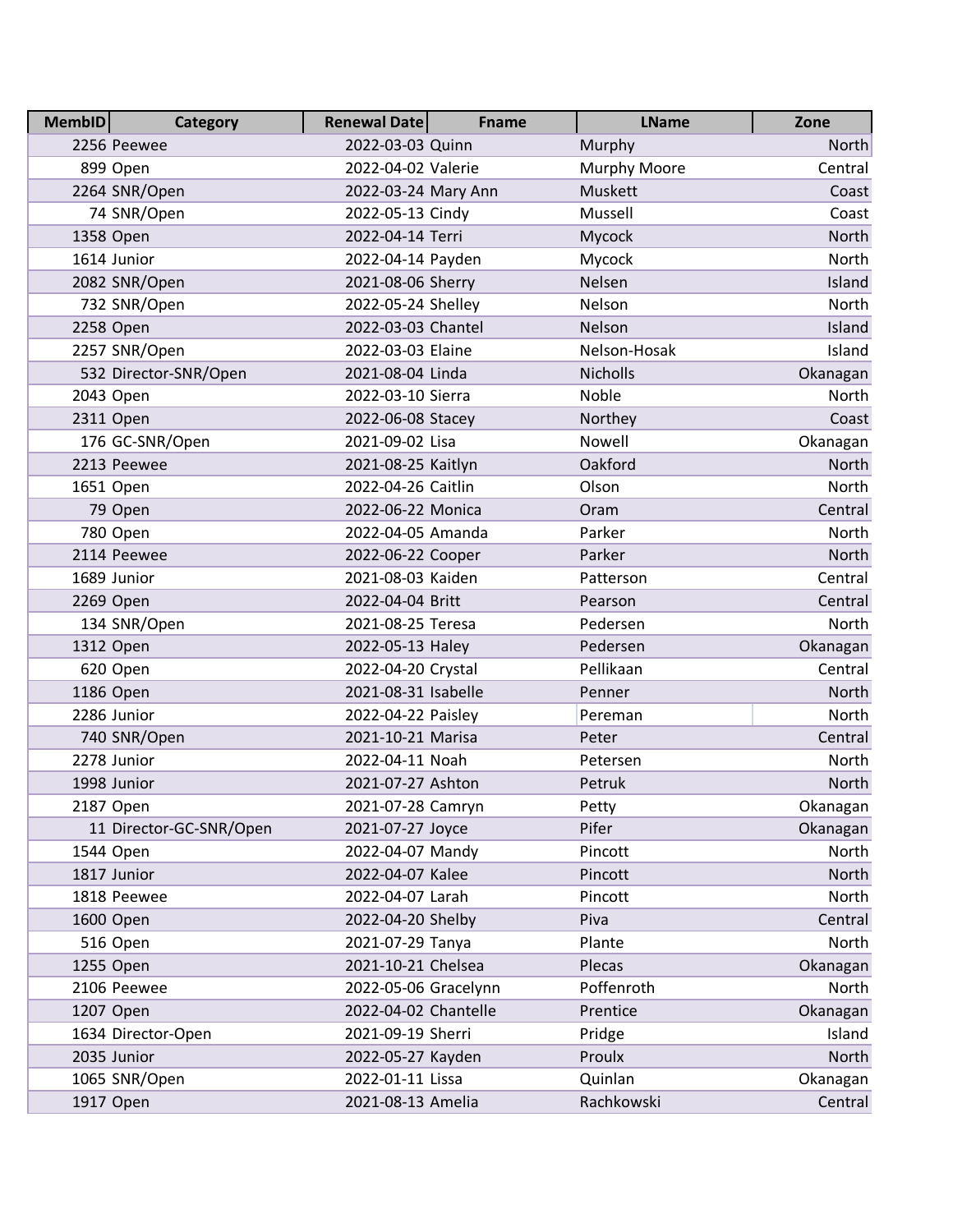| MembID | Category | Renewal Date | Fname | LName | Zone |
|---|---|---|---|---|---|
| 2256 | Peewee | 2022-03-03 | Quinn | Murphy | North |
| 899 | Open | 2022-04-02 | Valerie | Murphy Moore | Central |
| 2264 | SNR/Open | 2022-03-24 | Mary Ann | Muskett | Coast |
| 74 | SNR/Open | 2022-05-13 | Cindy | Mussell | Coast |
| 1358 | Open | 2022-04-14 | Terri | Mycock | North |
| 1614 | Junior | 2022-04-14 | Payden | Mycock | North |
| 2082 | SNR/Open | 2021-08-06 | Sherry | Nelsen | Island |
| 732 | SNR/Open | 2022-05-24 | Shelley | Nelson | North |
| 2258 | Open | 2022-03-03 | Chantel | Nelson | Island |
| 2257 | SNR/Open | 2022-03-03 | Elaine | Nelson-Hosak | Island |
| 532 | Director-SNR/Open | 2021-08-04 | Linda | Nicholls | Okanagan |
| 2043 | Open | 2022-03-10 | Sierra | Noble | North |
| 2311 | Open | 2022-06-08 | Stacey | Northey | Coast |
| 176 | GC-SNR/Open | 2021-09-02 | Lisa | Nowell | Okanagan |
| 2213 | Peewee | 2021-08-25 | Kaitlyn | Oakford | North |
| 1651 | Open | 2022-04-26 | Caitlin | Olson | North |
| 79 | Open | 2022-06-22 | Monica | Oram | Central |
| 780 | Open | 2022-04-05 | Amanda | Parker | North |
| 2114 | Peewee | 2022-06-22 | Cooper | Parker | North |
| 1689 | Junior | 2021-08-03 | Kaiden | Patterson | Central |
| 2269 | Open | 2022-04-04 | Britt | Pearson | Central |
| 134 | SNR/Open | 2021-08-25 | Teresa | Pedersen | North |
| 1312 | Open | 2022-05-13 | Haley | Pedersen | Okanagan |
| 620 | Open | 2022-04-20 | Crystal | Pellikaan | Central |
| 1186 | Open | 2021-08-31 | Isabelle | Penner | North |
| 2286 | Junior | 2022-04-22 | Paisley | Pereman | North |
| 740 | SNR/Open | 2021-10-21 | Marisa | Peter | Central |
| 2278 | Junior | 2022-04-11 | Noah | Petersen | North |
| 1998 | Junior | 2021-07-27 | Ashton | Petruk | North |
| 2187 | Open | 2021-07-28 | Camryn | Petty | Okanagan |
| 11 | Director-GC-SNR/Open | 2021-07-27 | Joyce | Pifer | Okanagan |
| 1544 | Open | 2022-04-07 | Mandy | Pincott | North |
| 1817 | Junior | 2022-04-07 | Kalee | Pincott | North |
| 1818 | Peewee | 2022-04-07 | Larah | Pincott | North |
| 1600 | Open | 2022-04-20 | Shelby | Piva | Central |
| 516 | Open | 2021-07-29 | Tanya | Plante | North |
| 1255 | Open | 2021-10-21 | Chelsea | Plecas | Okanagan |
| 2106 | Peewee | 2022-05-06 | Gracelynn | Poffenroth | North |
| 1207 | Open | 2022-04-02 | Chantelle | Prentice | Okanagan |
| 1634 | Director-Open | 2021-09-19 | Sherri | Pridge | Island |
| 2035 | Junior | 2022-05-27 | Kayden | Proulx | North |
| 1065 | SNR/Open | 2022-01-11 | Lissa | Quinlan | Okanagan |
| 1917 | Open | 2021-08-13 | Amelia | Rachkowski | Central |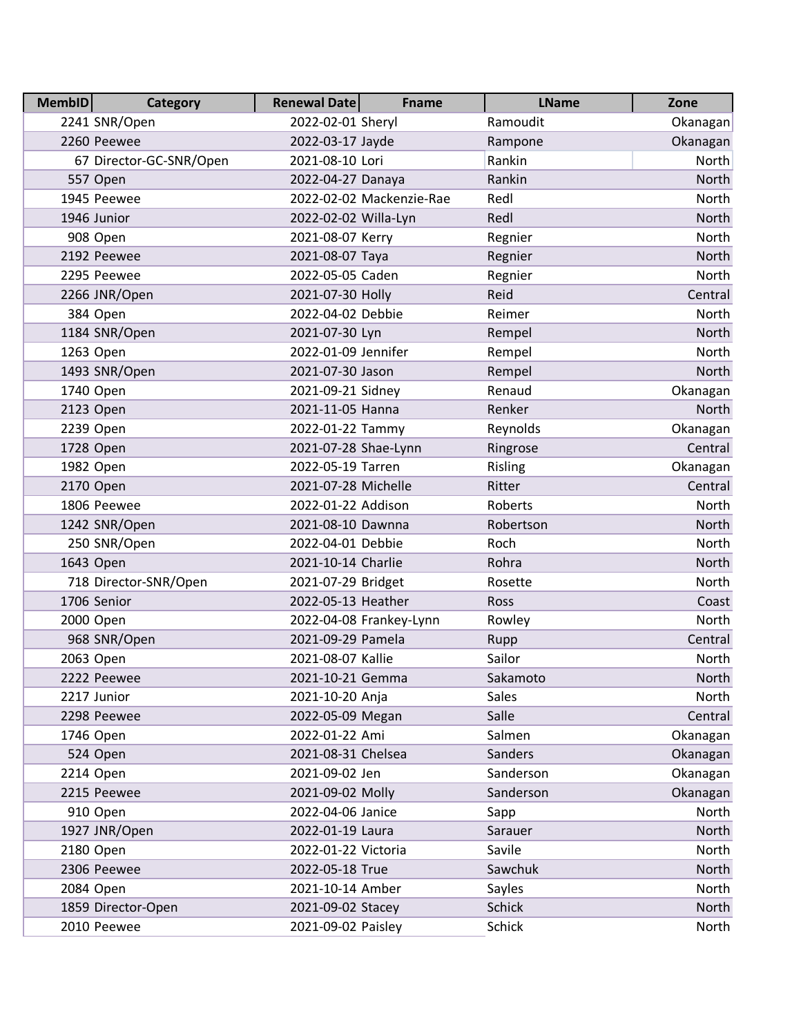| MembID | Category | Renewal Date | Fname | LName | Zone |
|---|---|---|---|---|---|
| 2241 | SNR/Open | 2022-02-01 | Sheryl | Ramoudit | Okanagan |
| 2260 | Peewee | 2022-03-17 | Jayde | Rampone | Okanagan |
| 67 | Director-GC-SNR/Open | 2021-08-10 | Lori | Rankin | North |
| 557 | Open | 2022-04-27 | Danaya | Rankin | North |
| 1945 | Peewee | 2022-02-02 | Mackenzie-Rae | Redl | North |
| 1946 | Junior | 2022-02-02 | Willa-Lyn | Redl | North |
| 908 | Open | 2021-08-07 | Kerry | Regnier | North |
| 2192 | Peewee | 2021-08-07 | Taya | Regnier | North |
| 2295 | Peewee | 2022-05-05 | Caden | Regnier | North |
| 2266 | JNR/Open | 2021-07-30 | Holly | Reid | Central |
| 384 | Open | 2022-04-02 | Debbie | Reimer | North |
| 1184 | SNR/Open | 2021-07-30 | Lyn | Rempel | North |
| 1263 | Open | 2022-01-09 | Jennifer | Rempel | North |
| 1493 | SNR/Open | 2021-07-30 | Jason | Rempel | North |
| 1740 | Open | 2021-09-21 | Sidney | Renaud | Okanagan |
| 2123 | Open | 2021-11-05 | Hanna | Renker | North |
| 2239 | Open | 2022-01-22 | Tammy | Reynolds | Okanagan |
| 1728 | Open | 2021-07-28 | Shae-Lynn | Ringrose | Central |
| 1982 | Open | 2022-05-19 | Tarren | Risling | Okanagan |
| 2170 | Open | 2021-07-28 | Michelle | Ritter | Central |
| 1806 | Peewee | 2022-01-22 | Addison | Roberts | North |
| 1242 | SNR/Open | 2021-08-10 | Dawnna | Robertson | North |
| 250 | SNR/Open | 2022-04-01 | Debbie | Roch | North |
| 1643 | Open | 2021-10-14 | Charlie | Rohra | North |
| 718 | Director-SNR/Open | 2021-07-29 | Bridget | Rosette | North |
| 1706 | Senior | 2022-05-13 | Heather | Ross | Coast |
| 2000 | Open | 2022-04-08 | Frankey-Lynn | Rowley | North |
| 968 | SNR/Open | 2021-09-29 | Pamela | Rupp | Central |
| 2063 | Open | 2021-08-07 | Kallie | Sailor | North |
| 2222 | Peewee | 2021-10-21 | Gemma | Sakamoto | North |
| 2217 | Junior | 2021-10-20 | Anja | Sales | North |
| 2298 | Peewee | 2022-05-09 | Megan | Salle | Central |
| 1746 | Open | 2022-01-22 | Ami | Salmen | Okanagan |
| 524 | Open | 2021-08-31 | Chelsea | Sanders | Okanagan |
| 2214 | Open | 2021-09-02 | Jen | Sanderson | Okanagan |
| 2215 | Peewee | 2021-09-02 | Molly | Sanderson | Okanagan |
| 910 | Open | 2022-04-06 | Janice | Sapp | North |
| 1927 | JNR/Open | 2022-01-19 | Laura | Sarauer | North |
| 2180 | Open | 2022-01-22 | Victoria | Savile | North |
| 2306 | Peewee | 2022-05-18 | True | Sawchuk | North |
| 2084 | Open | 2021-10-14 | Amber | Sayles | North |
| 1859 | Director-Open | 2021-09-02 | Stacey | Schick | North |
| 2010 | Peewee | 2021-09-02 | Paisley | Schick | North |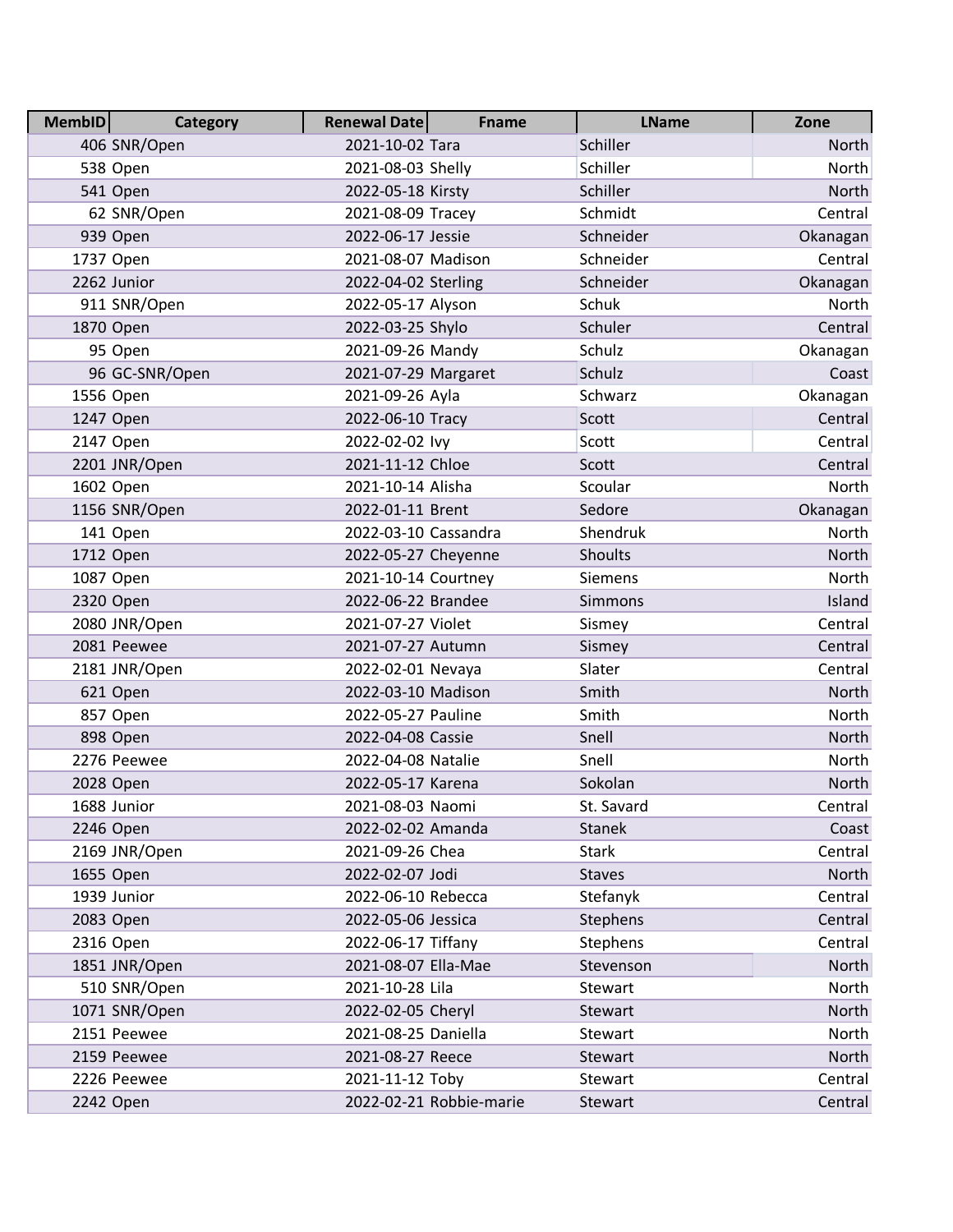| MembID | Category | Renewal Date | Fname | LName | Zone |
|---|---|---|---|---|---|
| 406 | SNR/Open | 2021-10-02 | Tara | Schiller | North |
| 538 | Open | 2021-08-03 | Shelly | Schiller | North |
| 541 | Open | 2022-05-18 | Kirsty | Schiller | North |
| 62 | SNR/Open | 2021-08-09 | Tracey | Schmidt | Central |
| 939 | Open | 2022-06-17 | Jessie | Schneider | Okanagan |
| 1737 | Open | 2021-08-07 | Madison | Schneider | Central |
| 2262 | Junior | 2022-04-02 | Sterling | Schneider | Okanagan |
| 911 | SNR/Open | 2022-05-17 | Alyson | Schuk | North |
| 1870 | Open | 2022-03-25 | Shylo | Schuler | Central |
| 95 | Open | 2021-09-26 | Mandy | Schulz | Okanagan |
| 96 | GC-SNR/Open | 2021-07-29 | Margaret | Schulz | Coast |
| 1556 | Open | 2021-09-26 | Ayla | Schwarz | Okanagan |
| 1247 | Open | 2022-06-10 | Tracy | Scott | Central |
| 2147 | Open | 2022-02-02 | Ivy | Scott | Central |
| 2201 | JNR/Open | 2021-11-12 | Chloe | Scott | Central |
| 1602 | Open | 2021-10-14 | Alisha | Scoular | North |
| 1156 | SNR/Open | 2022-01-11 | Brent | Sedore | Okanagan |
| 141 | Open | 2022-03-10 | Cassandra | Shendruk | North |
| 1712 | Open | 2022-05-27 | Cheyenne | Shoults | North |
| 1087 | Open | 2021-10-14 | Courtney | Siemens | North |
| 2320 | Open | 2022-06-22 | Brandee | Simmons | Island |
| 2080 | JNR/Open | 2021-07-27 | Violet | Sismey | Central |
| 2081 | Peewee | 2021-07-27 | Autumn | Sismey | Central |
| 2181 | JNR/Open | 2022-02-01 | Nevaya | Slater | Central |
| 621 | Open | 2022-03-10 | Madison | Smith | North |
| 857 | Open | 2022-05-27 | Pauline | Smith | North |
| 898 | Open | 2022-04-08 | Cassie | Snell | North |
| 2276 | Peewee | 2022-04-08 | Natalie | Snell | North |
| 2028 | Open | 2022-05-17 | Karena | Sokolan | North |
| 1688 | Junior | 2021-08-03 | Naomi | St. Savard | Central |
| 2246 | Open | 2022-02-02 | Amanda | Stanek | Coast |
| 2169 | JNR/Open | 2021-09-26 | Chea | Stark | Central |
| 1655 | Open | 2022-02-07 | Jodi | Staves | North |
| 1939 | Junior | 2022-06-10 | Rebecca | Stefanyk | Central |
| 2083 | Open | 2022-05-06 | Jessica | Stephens | Central |
| 2316 | Open | 2022-06-17 | Tiffany | Stephens | Central |
| 1851 | JNR/Open | 2021-08-07 | Ella-Mae | Stevenson | North |
| 510 | SNR/Open | 2021-10-28 | Lila | Stewart | North |
| 1071 | SNR/Open | 2022-02-05 | Cheryl | Stewart | North |
| 2151 | Peewee | 2021-08-25 | Daniella | Stewart | North |
| 2159 | Peewee | 2021-08-27 | Reece | Stewart | North |
| 2226 | Peewee | 2021-11-12 | Toby | Stewart | Central |
| 2242 | Open | 2022-02-21 | Robbie-marie | Stewart | Central |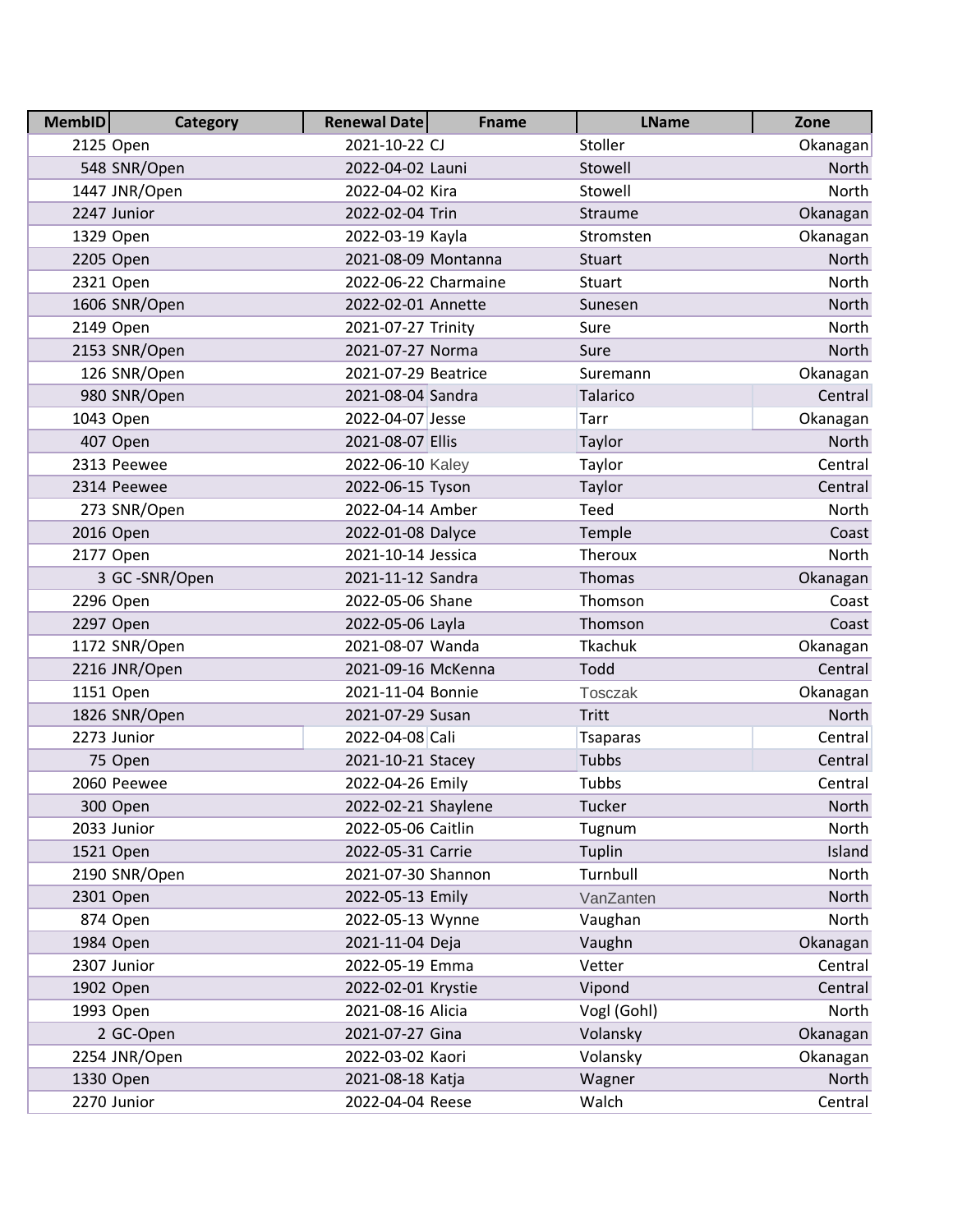| MembID | Category | Renewal Date | Fname | LName | Zone |
|---|---|---|---|---|---|
| 2125 | Open | 2021-10-22 | CJ | Stoller | Okanagan |
| 548 | SNR/Open | 2022-04-02 | Launi | Stowell | North |
| 1447 | JNR/Open | 2022-04-02 | Kira | Stowell | North |
| 2247 | Junior | 2022-02-04 | Trin | Straume | Okanagan |
| 1329 | Open | 2022-03-19 | Kayla | Stromsten | Okanagan |
| 2205 | Open | 2021-08-09 | Montanna | Stuart | North |
| 2321 | Open | 2022-06-22 | Charmaine | Stuart | North |
| 1606 | SNR/Open | 2022-02-01 | Annette | Sunesen | North |
| 2149 | Open | 2021-07-27 | Trinity | Sure | North |
| 2153 | SNR/Open | 2021-07-27 | Norma | Sure | North |
| 126 | SNR/Open | 2021-07-29 | Beatrice | Suremann | Okanagan |
| 980 | SNR/Open | 2021-08-04 | Sandra | Talarico | Central |
| 1043 | Open | 2022-04-07 | Jesse | Tarr | Okanagan |
| 407 | Open | 2021-08-07 | Ellis | Taylor | North |
| 2313 | Peewee | 2022-06-10 | Kaley | Taylor | Central |
| 2314 | Peewee | 2022-06-15 | Tyson | Taylor | Central |
| 273 | SNR/Open | 2022-04-14 | Amber | Teed | North |
| 2016 | Open | 2022-01-08 | Dalyce | Temple | Coast |
| 2177 | Open | 2021-10-14 | Jessica | Theroux | North |
| 3 | GC -SNR/Open | 2021-11-12 | Sandra | Thomas | Okanagan |
| 2296 | Open | 2022-05-06 | Shane | Thomson | Coast |
| 2297 | Open | 2022-05-06 | Layla | Thomson | Coast |
| 1172 | SNR/Open | 2021-08-07 | Wanda | Tkachuk | Okanagan |
| 2216 | JNR/Open | 2021-09-16 | McKenna | Todd | Central |
| 1151 | Open | 2021-11-04 | Bonnie | Tosczak | Okanagan |
| 1826 | SNR/Open | 2021-07-29 | Susan | Tritt | North |
| 2273 | Junior | 2022-04-08 | Cali | Tsaparas | Central |
| 75 | Open | 2021-10-21 | Stacey | Tubbs | Central |
| 2060 | Peewee | 2022-04-26 | Emily | Tubbs | Central |
| 300 | Open | 2022-02-21 | Shaylene | Tucker | North |
| 2033 | Junior | 2022-05-06 | Caitlin | Tugnum | North |
| 1521 | Open | 2022-05-31 | Carrie | Tuplin | Island |
| 2190 | SNR/Open | 2021-07-30 | Shannon | Turnbull | North |
| 2301 | Open | 2022-05-13 | Emily | VanZanten | North |
| 874 | Open | 2022-05-13 | Wynne | Vaughan | North |
| 1984 | Open | 2021-11-04 | Deja | Vaughn | Okanagan |
| 2307 | Junior | 2022-05-19 | Emma | Vetter | Central |
| 1902 | Open | 2022-02-01 | Krystie | Vipond | Central |
| 1993 | Open | 2021-08-16 | Alicia | Vogl (Gohl) | North |
| 2 | GC-Open | 2021-07-27 | Gina | Volansky | Okanagan |
| 2254 | JNR/Open | 2022-03-02 | Kaori | Volansky | Okanagan |
| 1330 | Open | 2021-08-18 | Katja | Wagner | North |
| 2270 | Junior | 2022-04-04 | Reese | Walch | Central |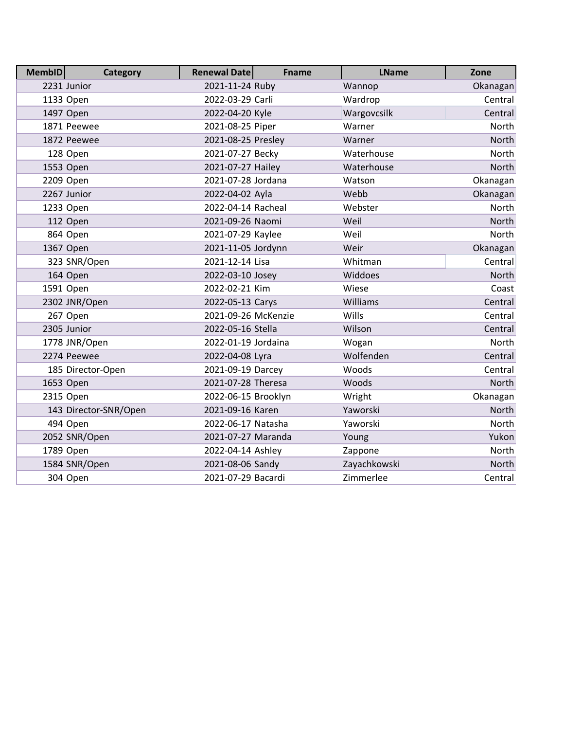| MembID | Category | Renewal Date | Fname | LName | Zone |
|---|---|---|---|---|---|
| 2231 | Junior | 2021-11-24 | Ruby | Wannop | Okanagan |
| 1133 | Open | 2022-03-29 | Carli | Wardrop | Central |
| 1497 | Open | 2022-04-20 | Kyle | Wargovcsilk | Central |
| 1871 | Peewee | 2021-08-25 | Piper | Warner | North |
| 1872 | Peewee | 2021-08-25 | Presley | Warner | North |
| 128 | Open | 2021-07-27 | Becky | Waterhouse | North |
| 1553 | Open | 2021-07-27 | Hailey | Waterhouse | North |
| 2209 | Open | 2021-07-28 | Jordana | Watson | Okanagan |
| 2267 | Junior | 2022-04-02 | Ayla | Webb | Okanagan |
| 1233 | Open | 2022-04-14 | Racheal | Webster | North |
| 112 | Open | 2021-09-26 | Naomi | Weil | North |
| 864 | Open | 2021-07-29 | Kaylee | Weil | North |
| 1367 | Open | 2021-11-05 | Jordynn | Weir | Okanagan |
| 323 | SNR/Open | 2021-12-14 | Lisa | Whitman | Central |
| 164 | Open | 2022-03-10 | Josey | Widdoes | North |
| 1591 | Open | 2022-02-21 | Kim | Wiese | Coast |
| 2302 | JNR/Open | 2022-05-13 | Carys | Williams | Central |
| 267 | Open | 2021-09-26 | McKenzie | Wills | Central |
| 2305 | Junior | 2022-05-16 | Stella | Wilson | Central |
| 1778 | JNR/Open | 2022-01-19 | Jordaina | Wogan | North |
| 2274 | Peewee | 2022-04-08 | Lyra | Wolfenden | Central |
| 185 | Director-Open | 2021-09-19 | Darcey | Woods | Central |
| 1653 | Open | 2021-07-28 | Theresa | Woods | North |
| 2315 | Open | 2022-06-15 | Brooklyn | Wright | Okanagan |
| 143 | Director-SNR/Open | 2021-09-16 | Karen | Yaworski | North |
| 494 | Open | 2022-06-17 | Natasha | Yaworski | North |
| 2052 | SNR/Open | 2021-07-27 | Maranda | Young | Yukon |
| 1789 | Open | 2022-04-14 | Ashley | Zappone | North |
| 1584 | SNR/Open | 2021-08-06 | Sandy | Zayachkowski | North |
| 304 | Open | 2021-07-29 | Bacardi | Zimmerlee | Central |